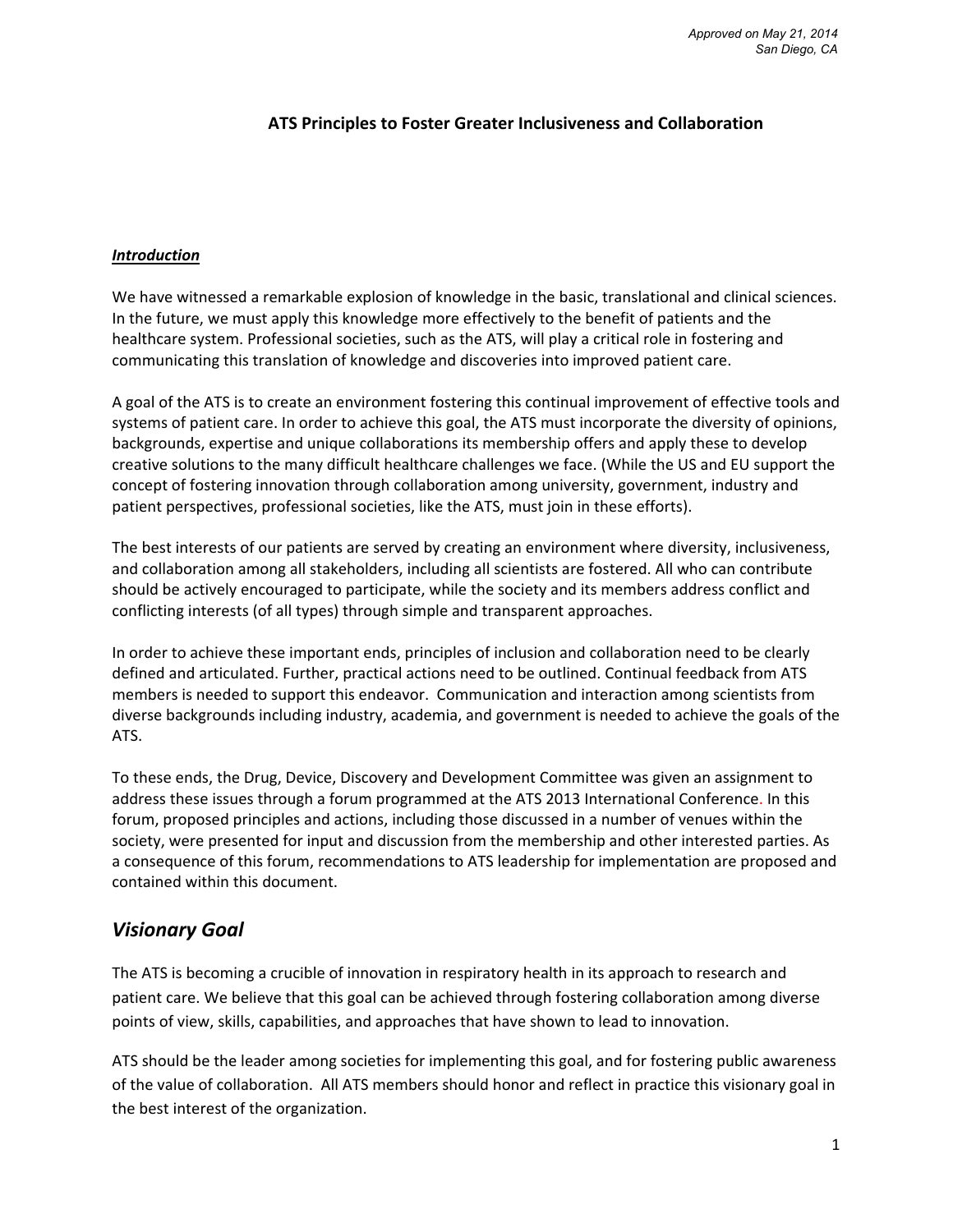*Approved on May 21, 2014*
*San Diego, CA*

# ATS Principles to Foster Greater Inclusiveness and Collaboration

***Introduction***

We have witnessed a remarkable explosion of knowledge in the basic, translational and clinical sciences. In the future, we must apply this knowledge more effectively to the benefit of patients and the healthcare system. Professional societies, such as the ATS, will play a critical role in fostering and communicating this translation of knowledge and discoveries into improved patient care.

A goal of the ATS is to create an environment fostering this continual improvement of effective tools and systems of patient care. In order to achieve this goal, the ATS must incorporate the diversity of opinions, backgrounds, expertise and unique collaborations its membership offers and apply these to develop creative solutions to the many difficult healthcare challenges we face. (While the US and EU support the concept of fostering innovation through collaboration among university, government, industry and patient perspectives, professional societies, like the ATS, must join in these efforts).

The best interests of our patients are served by creating an environment where diversity, inclusiveness, and collaboration among all stakeholders, including all scientists are fostered. All who can contribute should be actively encouraged to participate, while the society and its members address conflict and conflicting interests (of all types) through simple and transparent approaches.

In order to achieve these important ends, principles of inclusion and collaboration need to be clearly defined and articulated. Further, practical actions need to be outlined. Continual feedback from ATS members is needed to support this endeavor. Communication and interaction among scientists from diverse backgrounds including industry, academia, and government is needed to achieve the goals of the ATS.

To these ends, the Drug, Device, Discovery and Development Committee was given an assignment to address these issues through a forum programmed at the ATS 2013 International Conference. In this forum, proposed principles and actions, including those discussed in a number of venues within the society, were presented for input and discussion from the membership and other interested parties. As a consequence of this forum, recommendations to ATS leadership for implementation are proposed and contained within this document.

## *Visionary Goal*

The ATS is becoming a crucible of innovation in respiratory health in its approach to research and patient care. We believe that this goal can be achieved through fostering collaboration among diverse points of view, skills, capabilities, and approaches that have shown to lead to innovation.

ATS should be the leader among societies for implementing this goal, and for fostering public awareness of the value of collaboration. All ATS members should honor and reflect in practice this visionary goal in the best interest of the organization.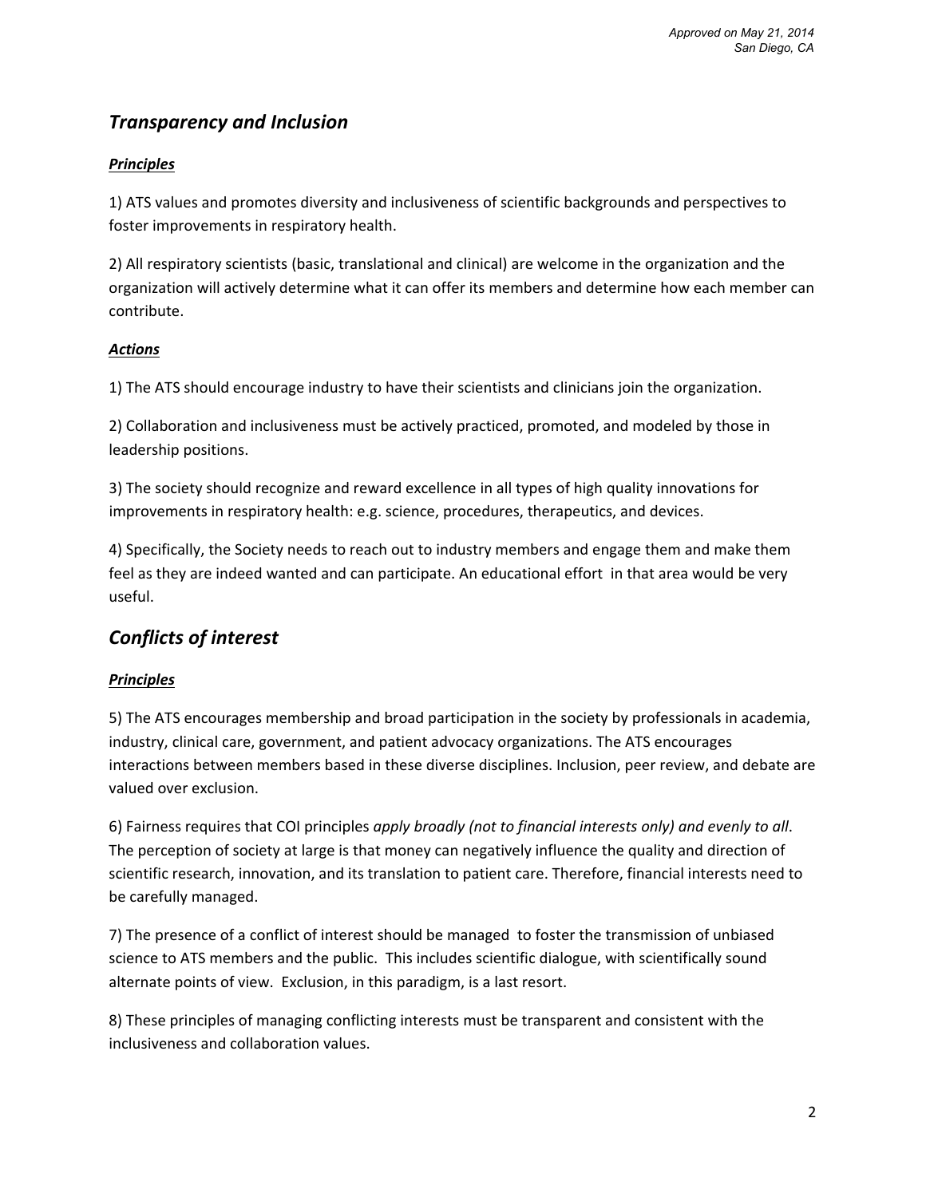## *Transparency and Inclusion*

***Principles***

1) ATS values and promotes diversity and inclusiveness of scientific backgrounds and perspectives to foster improvements in respiratory health.

2) All respiratory scientists (basic, translational and clinical) are welcome in the organization and the organization will actively determine what it can offer its members and determine how each member can contribute.

***Actions***

1) The ATS should encourage industry to have their scientists and clinicians join the organization.

2) Collaboration and inclusiveness must be actively practiced, promoted, and modeled by those in leadership positions.

3) The society should recognize and reward excellence in all types of high quality innovations for improvements in respiratory health: e.g. science, procedures, therapeutics, and devices.

4) Specifically, the Society needs to reach out to industry members and engage them and make them feel as they are indeed wanted and can participate. An educational effort in that area would be very useful.

## *Conflicts of interest*

***Principles***

5) The ATS encourages membership and broad participation in the society by professionals in academia, industry, clinical care, government, and patient advocacy organizations. The ATS encourages interactions between members based in these diverse disciplines. Inclusion, peer review, and debate are valued over exclusion.

6) Fairness requires that COI principles *apply broadly (not to financial interests only) and evenly to all*. The perception of society at large is that money can negatively influence the quality and direction of scientific research, innovation, and its translation to patient care. Therefore, financial interests need to be carefully managed.

7) The presence of a conflict of interest should be managed to foster the transmission of unbiased science to ATS members and the public. This includes scientific dialogue, with scientifically sound alternate points of view. Exclusion, in this paradigm, is a last resort.

8) These principles of managing conflicting interests must be transparent and consistent with the inclusiveness and collaboration values.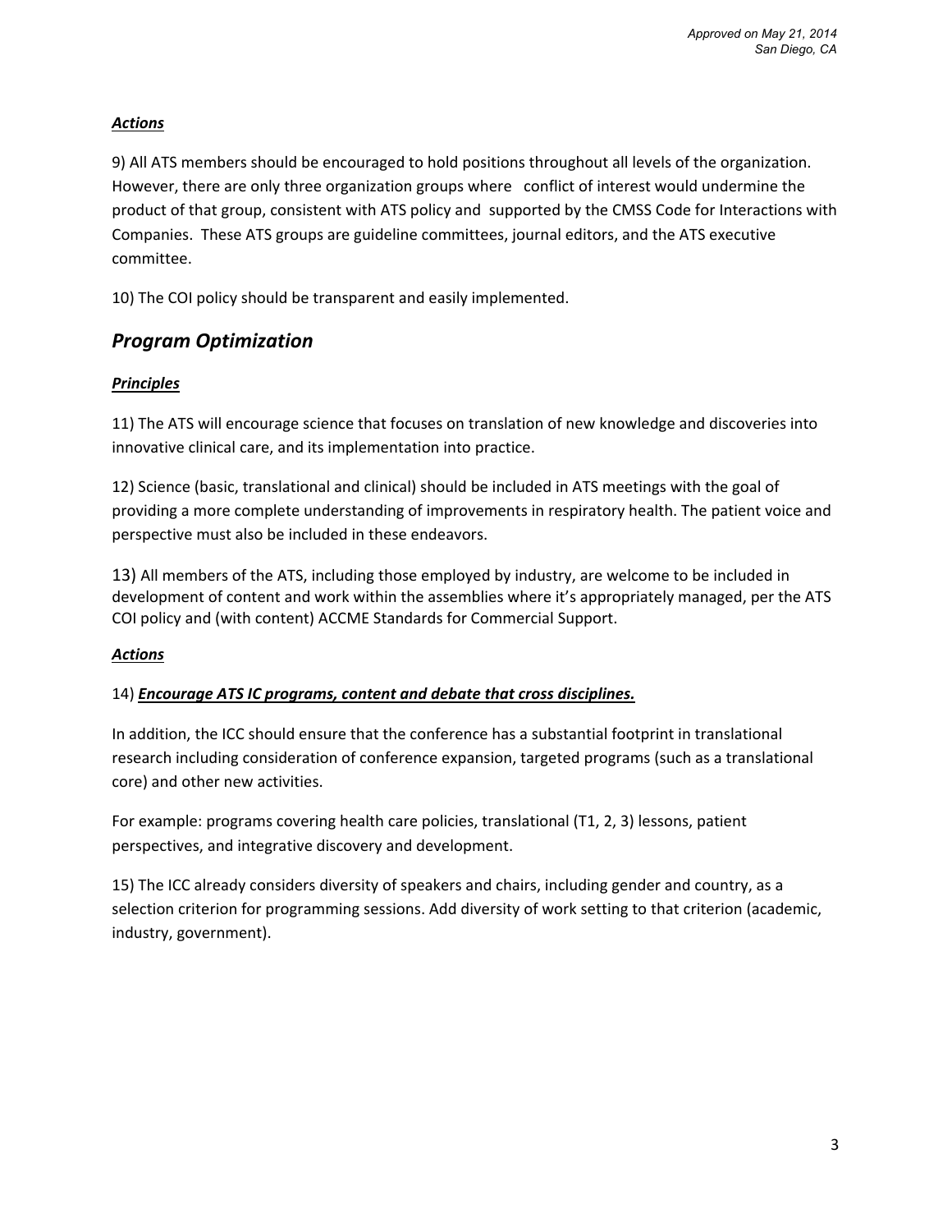***Actions***

9) All ATS members should be encouraged to hold positions throughout all levels of the organization. However, there are only three organization groups where conflict of interest would undermine the product of that group, consistent with ATS policy and supported by the CMSS Code for Interactions with Companies. These ATS groups are guideline committees, journal editors, and the ATS executive committee.

10) The COI policy should be transparent and easily implemented.

## *Program Optimization*

***Principles***

11) The ATS will encourage science that focuses on translation of new knowledge and discoveries into innovative clinical care, and its implementation into practice.

12) Science (basic, translational and clinical) should be included in ATS meetings with the goal of providing a more complete understanding of improvements in respiratory health. The patient voice and perspective must also be included in these endeavors.

13) All members of the ATS, including those employed by industry, are welcome to be included in development of content and work within the assemblies where it's appropriately managed, per the ATS COI policy and (with content) ACCME Standards for Commercial Support.

***Actions***

14) ***Encourage ATS IC programs, content and debate that cross disciplines.***

In addition, the ICC should ensure that the conference has a substantial footprint in translational research including consideration of conference expansion, targeted programs (such as a translational core) and other new activities.

For example: programs covering health care policies, translational (T1, 2, 3) lessons, patient perspectives, and integrative discovery and development.

15) The ICC already considers diversity of speakers and chairs, including gender and country, as a selection criterion for programming sessions. Add diversity of work setting to that criterion (academic, industry, government).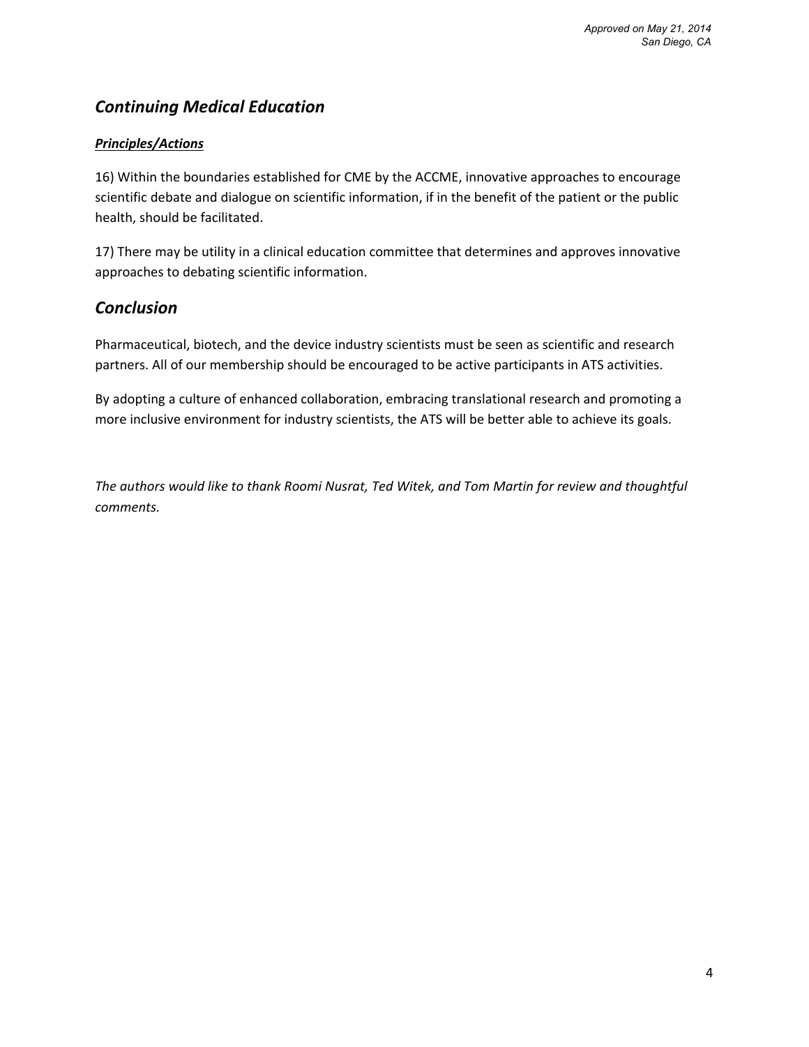## *Continuing Medical Education*

***Principles/Actions***

16) Within the boundaries established for CME by the ACCME, innovative approaches to encourage scientific debate and dialogue on scientific information, if in the benefit of the patient or the public health, should be facilitated.

17) There may be utility in a clinical education committee that determines and approves innovative approaches to debating scientific information.

## *Conclusion*

Pharmaceutical, biotech, and the device industry scientists must be seen as scientific and research partners. All of our membership should be encouraged to be active participants in ATS activities.

By adopting a culture of enhanced collaboration, embracing translational research and promoting a more inclusive environment for industry scientists, the ATS will be better able to achieve its goals.

*The authors would like to thank Roomi Nusrat, Ted Witek, and Tom Martin for review and thoughtful comments.*